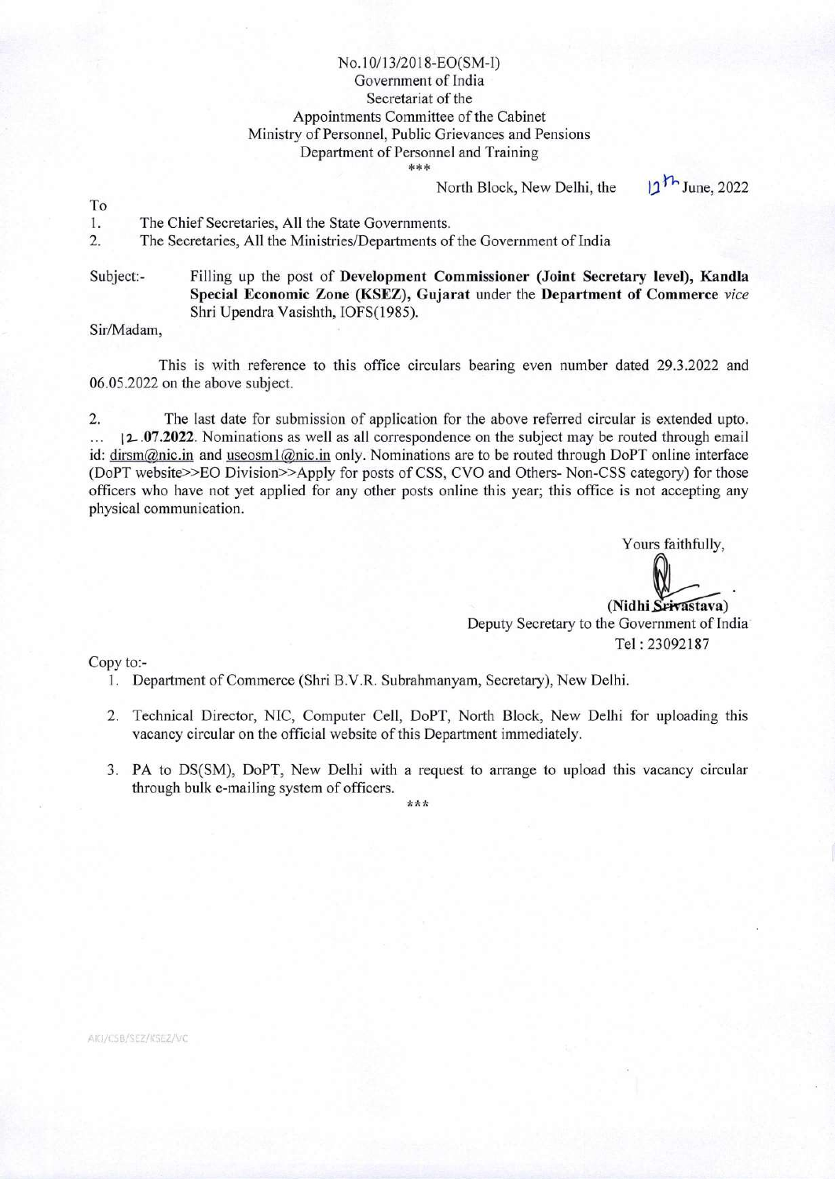No.10/13/2018-EO(SM-I)
Government of India
Secretariat of the
Appointments Committee of the Cabinet
Ministry of Personnel, Public Grievances and Pensions
Department of Personnel and Training
\*\*\*

North Block, New Delhi, the 12th June, 2022

To

1. The Chief Secretaries, All the State Governments.
2. The Secretaries, All the Ministries/Departments of the Government of India

Subject:- Filling up the post of **Development Commissioner (Joint Secretary level), Kandla Special Economic Zone (KSEZ), Gujarat** under the **Department of Commerce** *vice* Shri Upendra Vasishth, IOFS(1985).

Sir/Madam,

This is with reference to this office circulars bearing even number dated 29.3.2022 and 06.05.2022 on the above subject.

2. The last date for submission of application for the above referred circular is extended upto... 12.**07.2022**. Nominations as well as all correspondence on the subject may be routed through email id: dirsm@nic.in and useosm1@nic.in only. Nominations are to be routed through DoPT online interface (DoPT website>>EO Division>>Apply for posts of CSS, CVO and Others- Non-CSS category) for those officers who have not yet applied for any other posts online this year; this office is not accepting any physical communication.

Yours faithfully,

**(Nidhi Srivastava)**
Deputy Secretary to the Government of India
Tel : 23092187

Copy to:-

1. Department of Commerce (Shri B.V.R. Subrahmanyam, Secretary), New Delhi.
2. Technical Director, NIC, Computer Cell, DoPT, North Block, New Delhi for uploading this vacancy circular on the official website of this Department immediately.
3. PA to DS(SM), DoPT, New Delhi with a request to arrange to upload this vacancy circular through bulk e-mailing system of officers.

\*\*\*

AKJ/CSB/SEZ/KSEZ/VC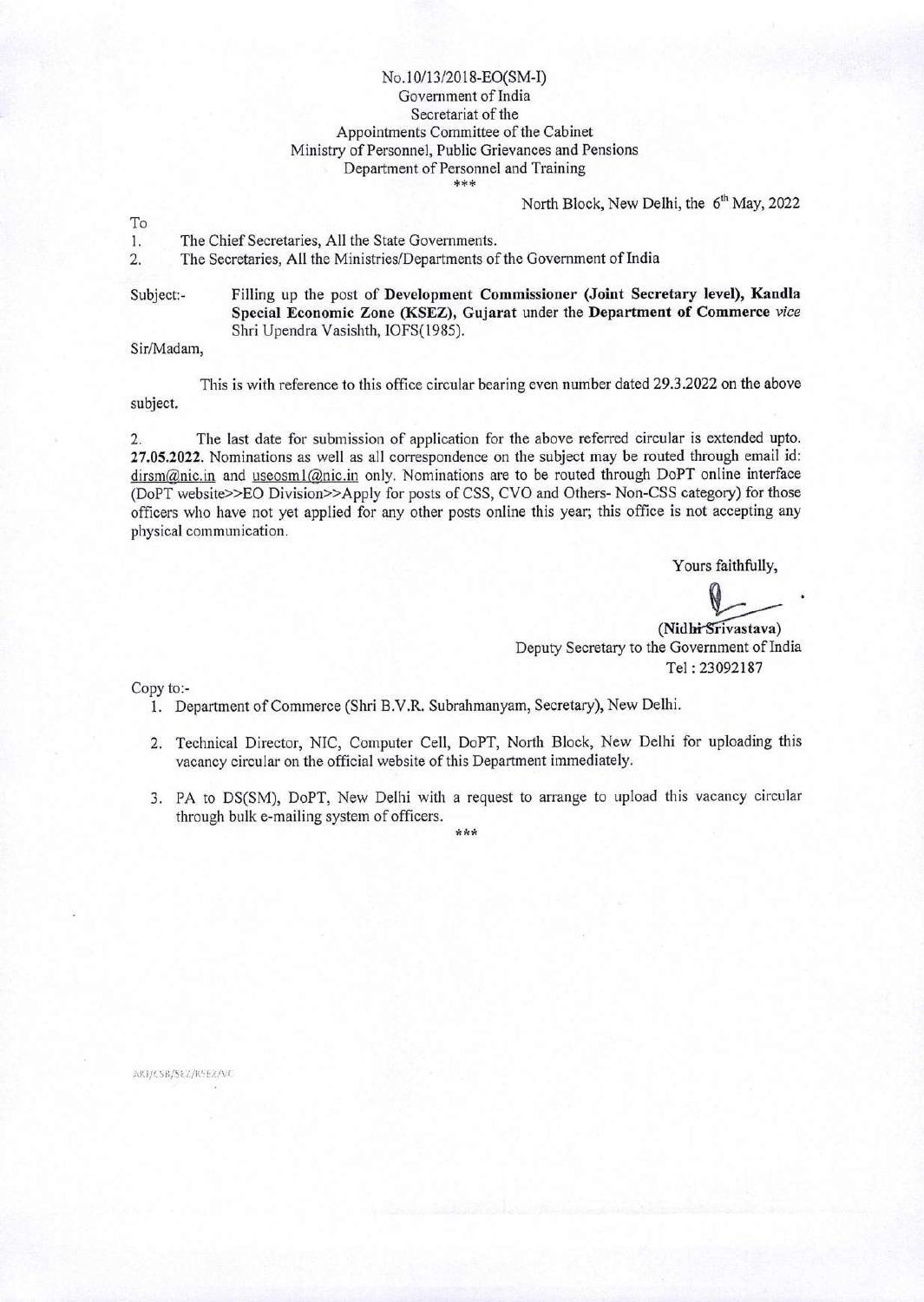No.10/13/2018-EO(SM-I)
Government of India
Secretariat of the
Appointments Committee of the Cabinet
Ministry of Personnel, Public Grievances and Pensions
Department of Personnel and Training
\*\*\*

North Block, New Delhi, the 6th May, 2022

To

1. The Chief Secretaries, All the State Governments.
2. The Secretaries, All the Ministries/Departments of the Government of India

Subject:- Filling up the post of **Development Commissioner (Joint Secretary level), Kandla Special Economic Zone (KSEZ), Gujarat** under the **Department of Commerce** *vice* Shri Upendra Vasishth, IOFS(1985).

Sir/Madam,

This is with reference to this office circular bearing even number dated 29.3.2022 on the above subject.

2. The last date for submission of application for the above referred circular is extended upto. **27.05.2022.** Nominations as well as all correspondence on the subject may be routed through email id: dirsm@nic.in and useosm1@nic.in only. Nominations are to be routed through DoPT online interface (DoPT website>>EO Division>>Apply for posts of CSS, CVO and Others- Non-CSS category) for those officers who have not yet applied for any other posts online this year; this office is not accepting any physical communication.

Yours faithfully,

**(Nidhi Srivastava)**
Deputy Secretary to the Government of India
Tel : 23092187

Copy to:-

1. Department of Commerce (Shri B.V.R. Subrahmanyam, Secretary), New Delhi.
2. Technical Director, NIC, Computer Cell, DoPT, North Block, New Delhi for uploading this vacancy circular on the official website of this Department immediately.
3. PA to DS(SM), DoPT, New Delhi with a request to arrange to upload this vacancy circular through bulk e-mailing system of officers.

\*\*\*

AKJ/CSB/SEZ/KSEZ/VC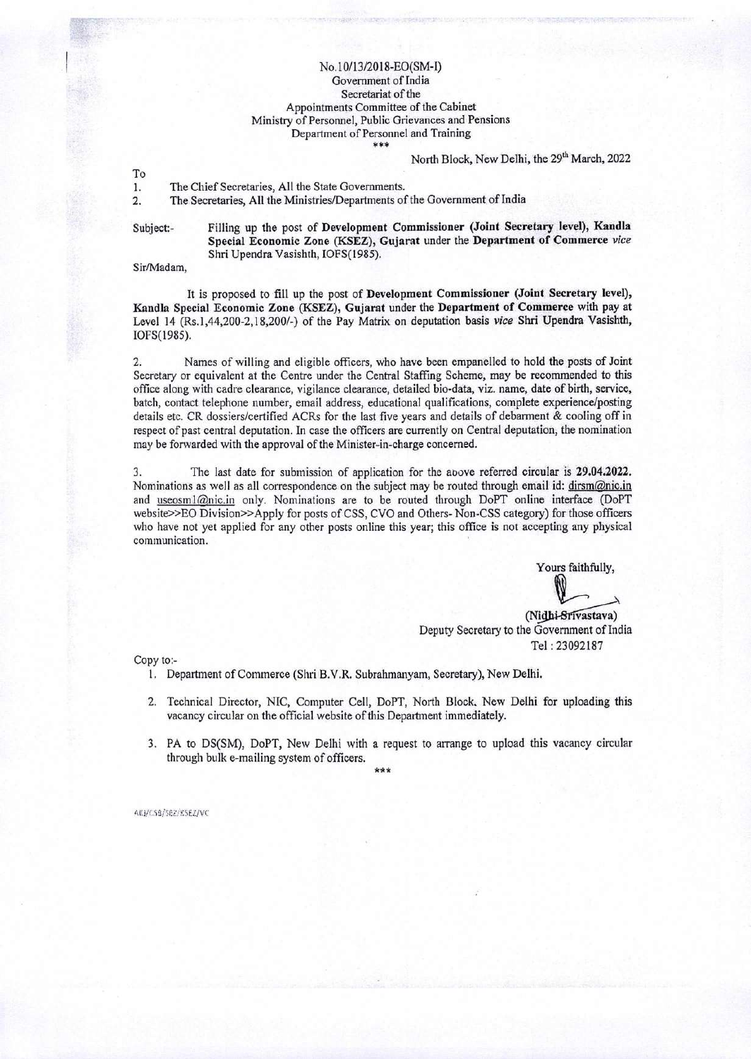No.10/13/2018-EO(SM-I)
Government of India
Secretariat of the
Appointments Committee of the Cabinet
Ministry of Personnel, Public Grievances and Pensions
Department of Personnel and Training
\*\*\*

North Block, New Delhi, the 29th March, 2022

To

1. The Chief Secretaries, All the State Governments.
2. The Secretaries, All the Ministries/Departments of the Government of India

Subject:- Filling up the post of **Development Commissioner (Joint Secretary level), Kandla Special Economic Zone (KSEZ), Gujarat** under the **Department of Commerce** *vice* Shri Upendra Vasishth, IOFS(1985).

Sir/Madam,

It is proposed to fill up the post of **Development Commissioner (Joint Secretary level), Kandla Special Economic Zone (KSEZ), Gujarat** under the **Department of Commerce** with pay at Level 14 (Rs.1,44,200-2,18,200/-) of the Pay Matrix on deputation basis *vice* Shri Upendra Vasishth, IOFS(1985).

2. Names of willing and eligible officers, who have been empanelled to hold the posts of Joint Secretary or equivalent at the Centre under the Central Staffing Scheme, may be recommended to this office along with cadre clearance, vigilance clearance, detailed bio-data, viz. name, date of birth, service, batch, contact telephone number, email address, educational qualifications, complete experience/posting details etc. CR dossiers/certified ACRs for the last five years and details of debarment & cooling off in respect of past central deputation. In case the officers are currently on Central deputation, the nomination may be forwarded with the approval of the Minister-in-charge concerned.

3. The last date for submission of application for the above referred circular is **29.04.2022.** Nominations as well as all correspondence on the subject may be routed through email id: dirsm@nic.in and useosm1@nic.in only. Nominations are to be routed through DoPT online interface (DoPT website>>EO Division>>Apply for posts of CSS, CVO and Others- Non-CSS category) for those officers who have not yet applied for any other posts online this year; this office is not accepting any physical communication.

Yours faithfully,

(Nidhi Srivastava)
Deputy Secretary to the Government of India
Tel : 23092187

Copy to:-

1. Department of Commerce (Shri B.V.R. Subrahmanyam, Secretary), New Delhi.
2. Technical Director, NIC, Computer Cell, DoPT, North Block, New Delhi for uploading this vacancy circular on the official website of this Department immediately.
3. PA to DS(SM), DoPT, New Delhi with a request to arrange to upload this vacancy circular through bulk e-mailing system of officers.

\*\*\*

AB/CSB/SEZ/KSEZ/VC